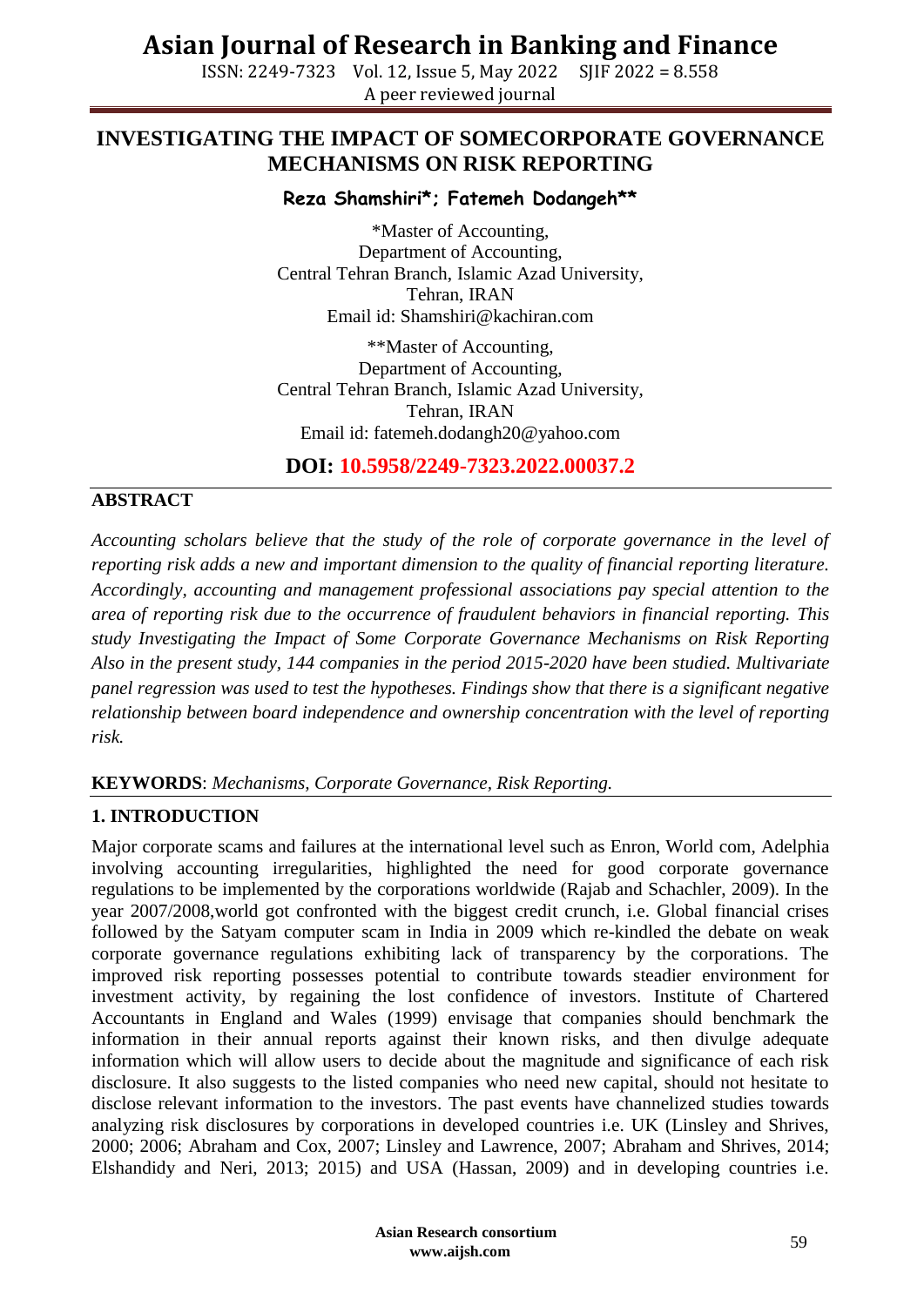# INVESTIGATING THE IMPACT OF SOMECORPORATE GOVERNANCE MECHANISMS ON RISK REPORTING

**Reza Shamshiri*; Fatemeh Dodangeh****

*Master of Accounting,
Department of Accounting,
Central Tehran Branch, Islamic Azad University,
Tehran, IRAN
Email id: Shamshiri@kachiran.com

**Master of Accounting,
Department of Accounting,
Central Tehran Branch, Islamic Azad University,
Tehran, IRAN
Email id: fatemeh.dodangh20@yahoo.com

**DOI: 10.5958/2249-7323.2022.00037.2**

## ABSTRACT

*Accounting scholars believe that the study of the role of corporate governance in the level of reporting risk adds a new and important dimension to the quality of financial reporting literature. Accordingly, accounting and management professional associations pay special attention to the area of reporting risk due to the occurrence of fraudulent behaviors in financial reporting. This study Investigating the Impact of Some Corporate Governance Mechanisms on Risk Reporting Also in the present study, 144 companies in the period 2015-2020 have been studied. Multivariate panel regression was used to test the hypotheses. Findings show that there is a significant negative relationship between board independence and ownership concentration with the level of reporting risk.*

**KEYWORDS**: *Mechanisms, Corporate Governance, Risk Reporting.*

## 1. INTRODUCTION

Major corporate scams and failures at the international level such as Enron, World com, Adelphia involving accounting irregularities, highlighted the need for good corporate governance regulations to be implemented by the corporations worldwide (Rajab and Schachler, 2009). In the year 2007/2008,world got confronted with the biggest credit crunch, i.e. Global financial crises followed by the Satyam computer scam in India in 2009 which re-kindled the debate on weak corporate governance regulations exhibiting lack of transparency by the corporations. The improved risk reporting possesses potential to contribute towards steadier environment for investment activity, by regaining the lost confidence of investors. Institute of Chartered Accountants in England and Wales (1999) envisage that companies should benchmark the information in their annual reports against their known risks, and then divulge adequate information which will allow users to decide about the magnitude and significance of each risk disclosure. It also suggests to the listed companies who need new capital, should not hesitate to disclose relevant information to the investors. The past events have channelized studies towards analyzing risk disclosures by corporations in developed countries i.e. UK (Linsley and Shrives, 2000; 2006; Abraham and Cox, 2007; Linsley and Lawrence, 2007; Abraham and Shrives, 2014; Elshandidy and Neri, 2013; 2015) and USA (Hassan, 2009) and in developing countries i.e.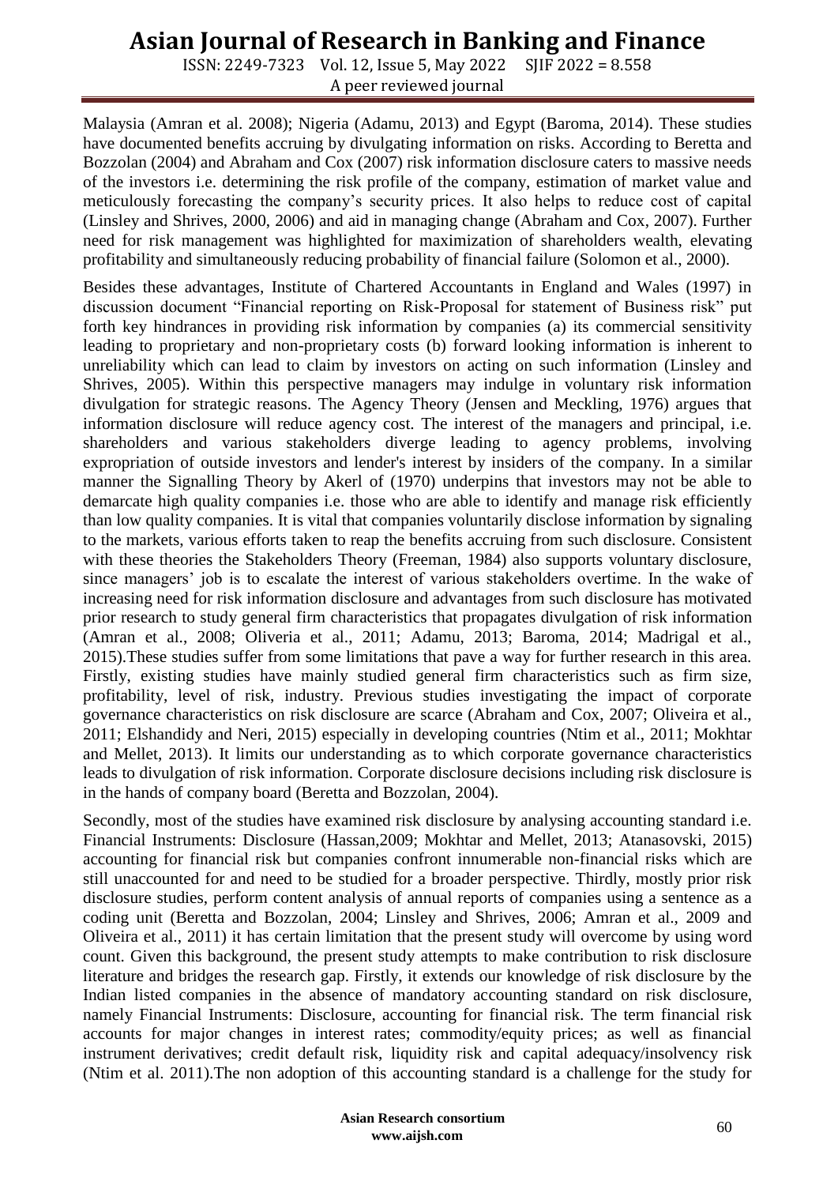Malaysia (Amran et al. 2008); Nigeria (Adamu, 2013) and Egypt (Baroma, 2014). These studies have documented benefits accruing by divulgating information on risks. According to Beretta and Bozzolan (2004) and Abraham and Cox (2007) risk information disclosure caters to massive needs of the investors i.e. determining the risk profile of the company, estimation of market value and meticulously forecasting the company's security prices. It also helps to reduce cost of capital (Linsley and Shrives, 2000, 2006) and aid in managing change (Abraham and Cox, 2007). Further need for risk management was highlighted for maximization of shareholders wealth, elevating profitability and simultaneously reducing probability of financial failure (Solomon et al., 2000).

Besides these advantages, Institute of Chartered Accountants in England and Wales (1997) in discussion document "Financial reporting on Risk-Proposal for statement of Business risk" put forth key hindrances in providing risk information by companies (a) its commercial sensitivity leading to proprietary and non-proprietary costs (b) forward looking information is inherent to unreliability which can lead to claim by investors on acting on such information (Linsley and Shrives, 2005). Within this perspective managers may indulge in voluntary risk information divulgation for strategic reasons. The Agency Theory (Jensen and Meckling, 1976) argues that information disclosure will reduce agency cost. The interest of the managers and principal, i.e. shareholders and various stakeholders diverge leading to agency problems, involving expropriation of outside investors and lender's interest by insiders of the company. In a similar manner the Signalling Theory by Akerl of (1970) underpins that investors may not be able to demarcate high quality companies i.e. those who are able to identify and manage risk efficiently than low quality companies. It is vital that companies voluntarily disclose information by signaling to the markets, various efforts taken to reap the benefits accruing from such disclosure. Consistent with these theories the Stakeholders Theory (Freeman, 1984) also supports voluntary disclosure, since managers' job is to escalate the interest of various stakeholders overtime. In the wake of increasing need for risk information disclosure and advantages from such disclosure has motivated prior research to study general firm characteristics that propagates divulgation of risk information (Amran et al., 2008; Oliveria et al., 2011; Adamu, 2013; Baroma, 2014; Madrigal et al., 2015).These studies suffer from some limitations that pave a way for further research in this area. Firstly, existing studies have mainly studied general firm characteristics such as firm size, profitability, level of risk, industry. Previous studies investigating the impact of corporate governance characteristics on risk disclosure are scarce (Abraham and Cox, 2007; Oliveira et al., 2011; Elshandidy and Neri, 2015) especially in developing countries (Ntim et al., 2011; Mokhtar and Mellet, 2013). It limits our understanding as to which corporate governance characteristics leads to divulgation of risk information. Corporate disclosure decisions including risk disclosure is in the hands of company board (Beretta and Bozzolan, 2004).

Secondly, most of the studies have examined risk disclosure by analysing accounting standard i.e. Financial Instruments: Disclosure (Hassan,2009; Mokhtar and Mellet, 2013; Atanasovski, 2015) accounting for financial risk but companies confront innumerable non-financial risks which are still unaccounted for and need to be studied for a broader perspective. Thirdly, mostly prior risk disclosure studies, perform content analysis of annual reports of companies using a sentence as a coding unit (Beretta and Bozzolan, 2004; Linsley and Shrives, 2006; Amran et al., 2009 and Oliveira et al., 2011) it has certain limitation that the present study will overcome by using word count. Given this background, the present study attempts to make contribution to risk disclosure literature and bridges the research gap. Firstly, it extends our knowledge of risk disclosure by the Indian listed companies in the absence of mandatory accounting standard on risk disclosure, namely Financial Instruments: Disclosure, accounting for financial risk. The term financial risk accounts for major changes in interest rates; commodity/equity prices; as well as financial instrument derivatives; credit default risk, liquidity risk and capital adequacy/insolvency risk (Ntim et al. 2011).The non adoption of this accounting standard is a challenge for the study for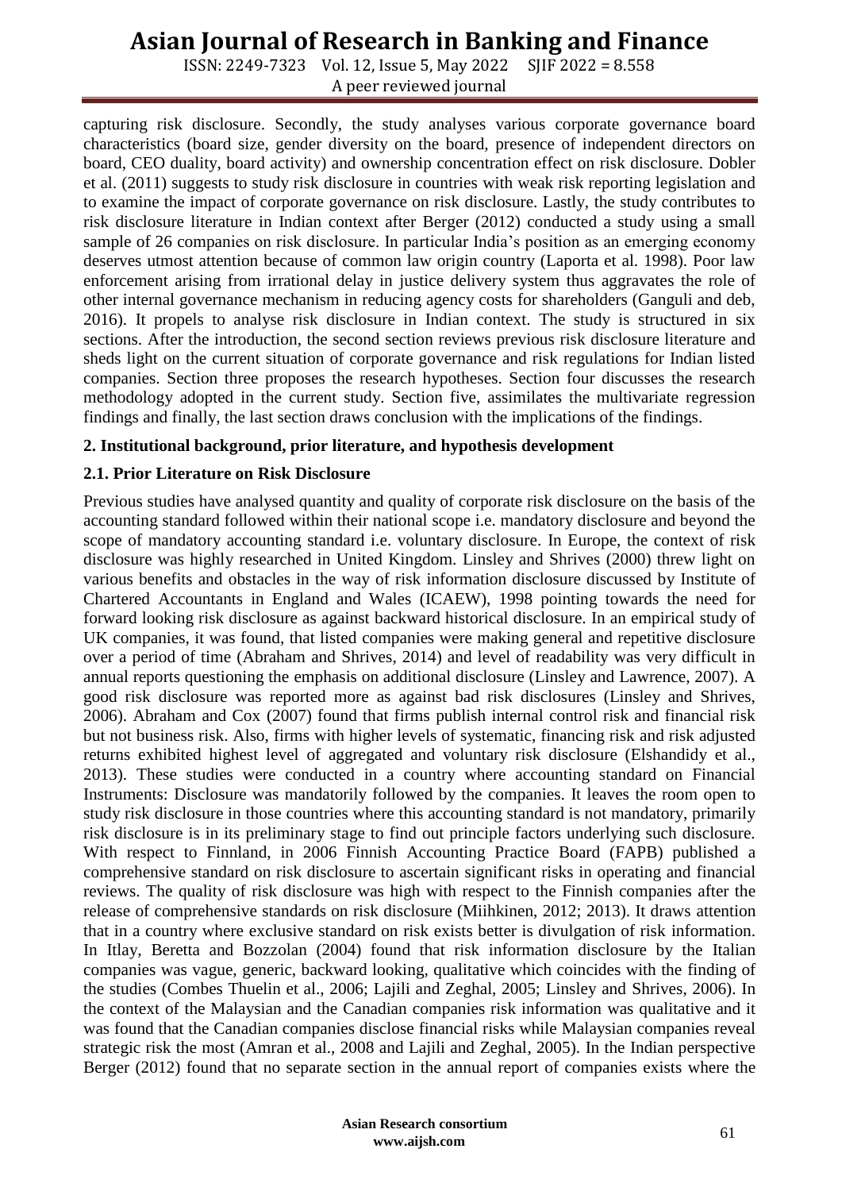capturing risk disclosure. Secondly, the study analyses various corporate governance board characteristics (board size, gender diversity on the board, presence of independent directors on board, CEO duality, board activity) and ownership concentration effect on risk disclosure. Dobler et al. (2011) suggests to study risk disclosure in countries with weak risk reporting legislation and to examine the impact of corporate governance on risk disclosure. Lastly, the study contributes to risk disclosure literature in Indian context after Berger (2012) conducted a study using a small sample of 26 companies on risk disclosure. In particular India's position as an emerging economy deserves utmost attention because of common law origin country (Laporta et al. 1998). Poor law enforcement arising from irrational delay in justice delivery system thus aggravates the role of other internal governance mechanism in reducing agency costs for shareholders (Ganguli and deb, 2016). It propels to analyse risk disclosure in Indian context. The study is structured in six sections. After the introduction, the second section reviews previous risk disclosure literature and sheds light on the current situation of corporate governance and risk regulations for Indian listed companies. Section three proposes the research hypotheses. Section four discusses the research methodology adopted in the current study. Section five, assimilates the multivariate regression findings and finally, the last section draws conclusion with the implications of the findings.

## 2. Institutional background, prior literature, and hypothesis development

### 2.1. Prior Literature on Risk Disclosure

Previous studies have analysed quantity and quality of corporate risk disclosure on the basis of the accounting standard followed within their national scope i.e. mandatory disclosure and beyond the scope of mandatory accounting standard i.e. voluntary disclosure. In Europe, the context of risk disclosure was highly researched in United Kingdom. Linsley and Shrives (2000) threw light on various benefits and obstacles in the way of risk information disclosure discussed by Institute of Chartered Accountants in England and Wales (ICAEW), 1998 pointing towards the need for forward looking risk disclosure as against backward historical disclosure. In an empirical study of UK companies, it was found, that listed companies were making general and repetitive disclosure over a period of time (Abraham and Shrives, 2014) and level of readability was very difficult in annual reports questioning the emphasis on additional disclosure (Linsley and Lawrence, 2007). A good risk disclosure was reported more as against bad risk disclosures (Linsley and Shrives, 2006). Abraham and Cox (2007) found that firms publish internal control risk and financial risk but not business risk. Also, firms with higher levels of systematic, financing risk and risk adjusted returns exhibited highest level of aggregated and voluntary risk disclosure (Elshandidy et al., 2013). These studies were conducted in a country where accounting standard on Financial Instruments: Disclosure was mandatorily followed by the companies. It leaves the room open to study risk disclosure in those countries where this accounting standard is not mandatory, primarily risk disclosure is in its preliminary stage to find out principle factors underlying such disclosure. With respect to Finnland, in 2006 Finnish Accounting Practice Board (FAPB) published a comprehensive standard on risk disclosure to ascertain significant risks in operating and financial reviews. The quality of risk disclosure was high with respect to the Finnish companies after the release of comprehensive standards on risk disclosure (Miihkinen, 2012; 2013). It draws attention that in a country where exclusive standard on risk exists better is divulgation of risk information. In Itlay, Beretta and Bozzolan (2004) found that risk information disclosure by the Italian companies was vague, generic, backward looking, qualitative which coincides with the finding of the studies (Combes Thuelin et al., 2006; Lajili and Zeghal, 2005; Linsley and Shrives, 2006). In the context of the Malaysian and the Canadian companies risk information was qualitative and it was found that the Canadian companies disclose financial risks while Malaysian companies reveal strategic risk the most (Amran et al., 2008 and Lajili and Zeghal, 2005). In the Indian perspective Berger (2012) found that no separate section in the annual report of companies exists where the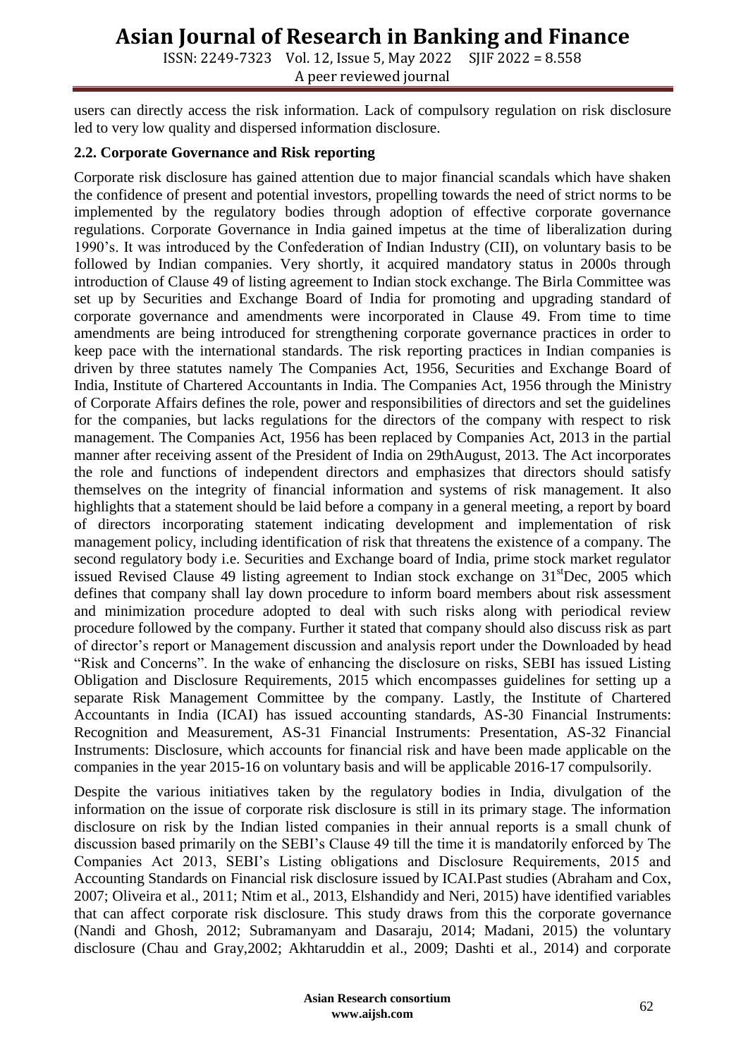users can directly access the risk information. Lack of compulsory regulation on risk disclosure led to very low quality and dispersed information disclosure.

### 2.2. Corporate Governance and Risk reporting

Corporate risk disclosure has gained attention due to major financial scandals which have shaken the confidence of present and potential investors, propelling towards the need of strict norms to be implemented by the regulatory bodies through adoption of effective corporate governance regulations. Corporate Governance in India gained impetus at the time of liberalization during 1990's. It was introduced by the Confederation of Indian Industry (CII), on voluntary basis to be followed by Indian companies. Very shortly, it acquired mandatory status in 2000s through introduction of Clause 49 of listing agreement to Indian stock exchange. The Birla Committee was set up by Securities and Exchange Board of India for promoting and upgrading standard of corporate governance and amendments were incorporated in Clause 49. From time to time amendments are being introduced for strengthening corporate governance practices in order to keep pace with the international standards. The risk reporting practices in Indian companies is driven by three statutes namely The Companies Act, 1956, Securities and Exchange Board of India, Institute of Chartered Accountants in India. The Companies Act, 1956 through the Ministry of Corporate Affairs defines the role, power and responsibilities of directors and set the guidelines for the companies, but lacks regulations for the directors of the company with respect to risk management. The Companies Act, 1956 has been replaced by Companies Act, 2013 in the partial manner after receiving assent of the President of India on 29thAugust, 2013. The Act incorporates the role and functions of independent directors and emphasizes that directors should satisfy themselves on the integrity of financial information and systems of risk management. It also highlights that a statement should be laid before a company in a general meeting, a report by board of directors incorporating statement indicating development and implementation of risk management policy, including identification of risk that threatens the existence of a company. The second regulatory body i.e. Securities and Exchange board of India, prime stock market regulator issued Revised Clause 49 listing agreement to Indian stock exchange on 31st Dec, 2005 which defines that company shall lay down procedure to inform board members about risk assessment and minimization procedure adopted to deal with such risks along with periodical review procedure followed by the company. Further it stated that company should also discuss risk as part of director's report or Management discussion and analysis report under the Downloaded by head "Risk and Concerns". In the wake of enhancing the disclosure on risks, SEBI has issued Listing Obligation and Disclosure Requirements, 2015 which encompasses guidelines for setting up a separate Risk Management Committee by the company. Lastly, the Institute of Chartered Accountants in India (ICAI) has issued accounting standards, AS-30 Financial Instruments: Recognition and Measurement, AS-31 Financial Instruments: Presentation, AS-32 Financial Instruments: Disclosure, which accounts for financial risk and have been made applicable on the companies in the year 2015-16 on voluntary basis and will be applicable 2016-17 compulsorily.

Despite the various initiatives taken by the regulatory bodies in India, divulgation of the information on the issue of corporate risk disclosure is still in its primary stage. The information disclosure on risk by the Indian listed companies in their annual reports is a small chunk of discussion based primarily on the SEBI's Clause 49 till the time it is mandatorily enforced by The Companies Act 2013, SEBI's Listing obligations and Disclosure Requirements, 2015 and Accounting Standards on Financial risk disclosure issued by ICAI.Past studies (Abraham and Cox, 2007; Oliveira et al., 2011; Ntim et al., 2013, Elshandidy and Neri, 2015) have identified variables that can affect corporate risk disclosure. This study draws from this the corporate governance (Nandi and Ghosh, 2012; Subramanyam and Dasaraju, 2014; Madani, 2015) the voluntary disclosure (Chau and Gray,2002; Akhtaruddin et al., 2009; Dashti et al., 2014) and corporate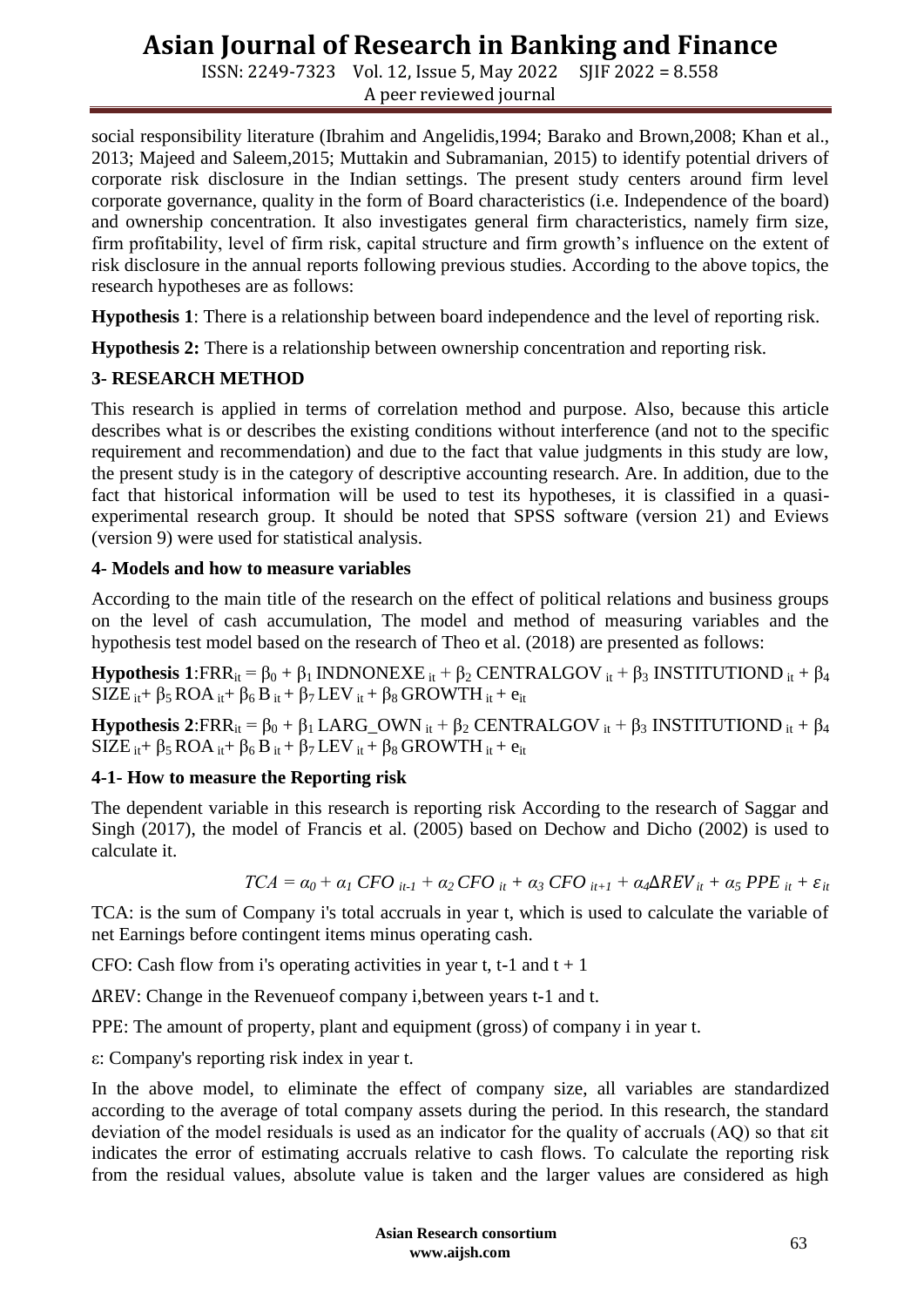social responsibility literature (Ibrahim and Angelidis,1994; Barako and Brown,2008; Khan et al., 2013; Majeed and Saleem,2015; Muttakin and Subramanian, 2015) to identify potential drivers of corporate risk disclosure in the Indian settings. The present study centers around firm level corporate governance, quality in the form of Board characteristics (i.e. Independence of the board) and ownership concentration. It also investigates general firm characteristics, namely firm size, firm profitability, level of firm risk, capital structure and firm growth's influence on the extent of risk disclosure in the annual reports following previous studies. According to the above topics, the research hypotheses are as follows:

**Hypothesis 1**: There is a relationship between board independence and the level of reporting risk.

**Hypothesis 2:** There is a relationship between ownership concentration and reporting risk.

### 3- RESEARCH METHOD

This research is applied in terms of correlation method and purpose. Also, because this article describes what is or describes the existing conditions without interference (and not to the specific requirement and recommendation) and due to the fact that value judgments in this study are low, the present study is in the category of descriptive accounting research. Are. In addition, due to the fact that historical information will be used to test its hypotheses, it is classified in a quasi-experimental research group. It should be noted that SPSS software (version 21) and Eviews (version 9) were used for statistical analysis.

### 4- Models and how to measure variables

According to the main title of the research on the effect of political relations and business groups on the level of cash accumulation, The model and method of measuring variables and the hypothesis test model based on the research of Theo et al. (2018) are presented as follows:

**Hypothesis 1**: $FRR_{it} = \beta_0 + \beta_1\, INDNONEXE_{it} + \beta_2\, CENTRALGOV_{it} + \beta_3\, INSTITUTIOND_{it} + \beta_4\, SIZE_{it} + \beta_5\, ROA_{it} + \beta_6\, B_{it} + \beta_7\, LEV_{it} + \beta_8\, GROWTH_{it} + e_{it}$

**Hypothesis 2**: $FRR_{it} = \beta_0 + \beta_1\, LARG\_OWN_{it} + \beta_2\, CENTRALGOV_{it} + \beta_3\, INSTITUTIOND_{it} + \beta_4\, SIZE_{it} + \beta_5\, ROA_{it} + \beta_6\, B_{it} + \beta_7\, LEV_{it} + \beta_8\, GROWTH_{it} + e_{it}$

#### 4-1- How to measure the Reporting risk

The dependent variable in this research is reporting risk According to the research of Saggar and Singh (2017), the model of Francis et al. (2005) based on Dechow and Dicho (2002) is used to calculate it.

$$TCA = \alpha_0 + \alpha_1\, CFO_{it-1} + \alpha_2\, CFO_{it} + \alpha_3\, CFO_{it+1} + \alpha_4 \Delta REV_{it} + \alpha_5\, PPE_{it} + \varepsilon_{it}$$

TCA: is the sum of Company i's total accruals in year t, which is used to calculate the variable of net Earnings before contingent items minus operating cash.

CFO: Cash flow from i's operating activities in year t, t-1 and t + 1

ΔREV: Change in the Revenueof company i,between years t-1 and t.

PPE: The amount of property, plant and equipment (gross) of company i in year t.

ε: Company's reporting risk index in year t.

In the above model, to eliminate the effect of company size, all variables are standardized according to the average of total company assets during the period. In this research, the standard deviation of the model residuals is used as an indicator for the quality of accruals (AQ) so that $\varepsilon_{it}$ indicates the error of estimating accruals relative to cash flows. To calculate the reporting risk from the residual values, absolute value is taken and the larger values are considered as high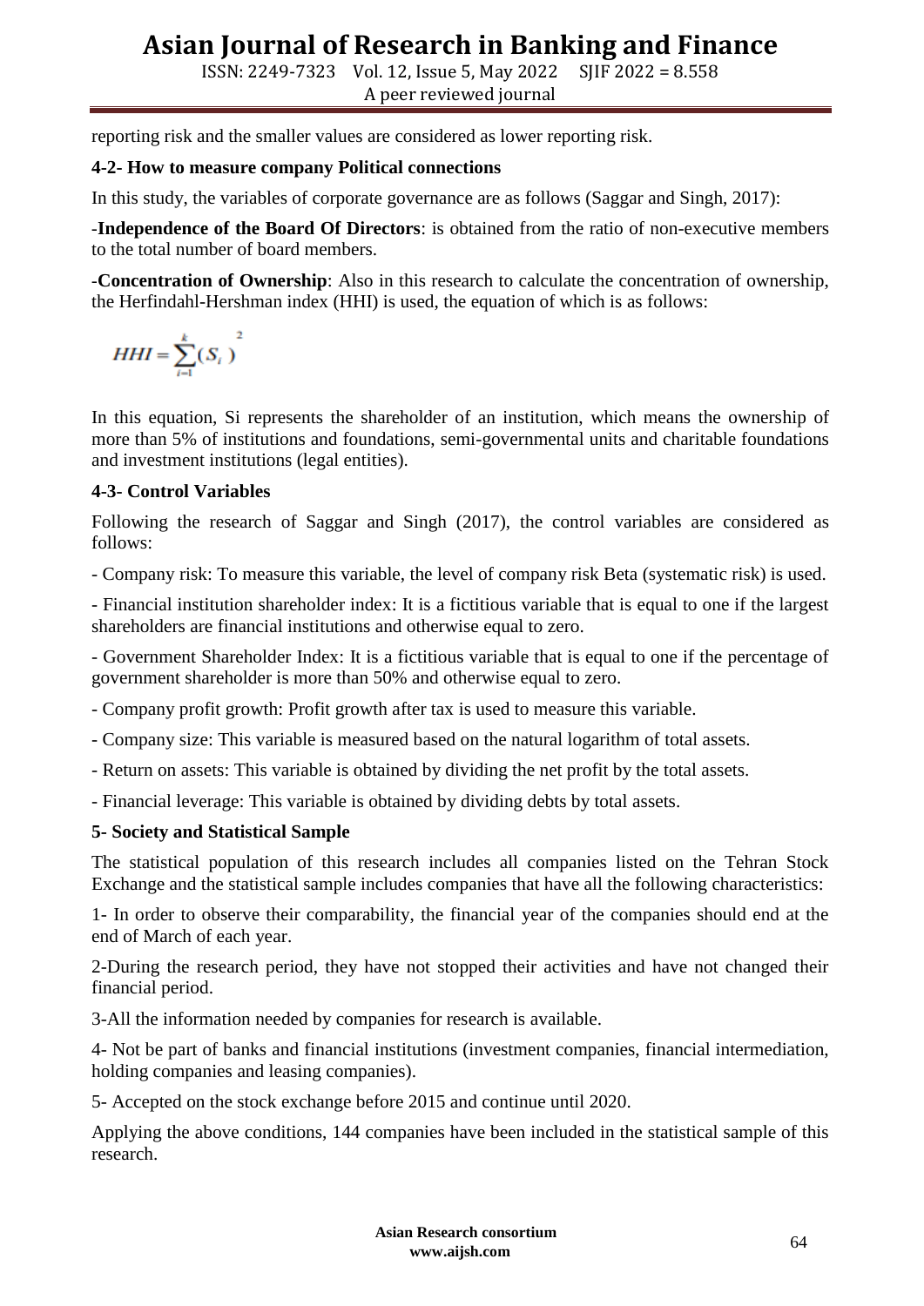reporting risk and the smaller values are considered as lower reporting risk.

**4-2- How to measure company Political connections**

In this study, the variables of corporate governance are as follows (Saggar and Singh, 2017):

-**Independence of the Board Of Directors**: is obtained from the ratio of non-executive members to the total number of board members.

-**Concentration of Ownership**: Also in this research to calculate the concentration of ownership, the Herfindahl-Hershman index (HHI) is used, the equation of which is as follows:

$$HHI = \sum_{i=1}^{k} (S_i)^2$$

In this equation, Si represents the shareholder of an institution, which means the ownership of more than 5% of institutions and foundations, semi-governmental units and charitable foundations and investment institutions (legal entities).

**4-3- Control Variables**

Following the research of Saggar and Singh (2017), the control variables are considered as follows:

- Company risk: To measure this variable, the level of company risk Beta (systematic risk) is used.

- Financial institution shareholder index: It is a fictitious variable that is equal to one if the largest shareholders are financial institutions and otherwise equal to zero.

- Government Shareholder Index: It is a fictitious variable that is equal to one if the percentage of government shareholder is more than 50% and otherwise equal to zero.

- Company profit growth: Profit growth after tax is used to measure this variable.

- Company size: This variable is measured based on the natural logarithm of total assets.

- Return on assets: This variable is obtained by dividing the net profit by the total assets.

- Financial leverage: This variable is obtained by dividing debts by total assets.

**5- Society and Statistical Sample**

The statistical population of this research includes all companies listed on the Tehran Stock Exchange and the statistical sample includes companies that have all the following characteristics:

1- In order to observe their comparability, the financial year of the companies should end at the end of March of each year.

2-During the research period, they have not stopped their activities and have not changed their financial period.

3-All the information needed by companies for research is available.

4- Not be part of banks and financial institutions (investment companies, financial intermediation, holding companies and leasing companies).

5- Accepted on the stock exchange before 2015 and continue until 2020.

Applying the above conditions, 144 companies have been included in the statistical sample of this research.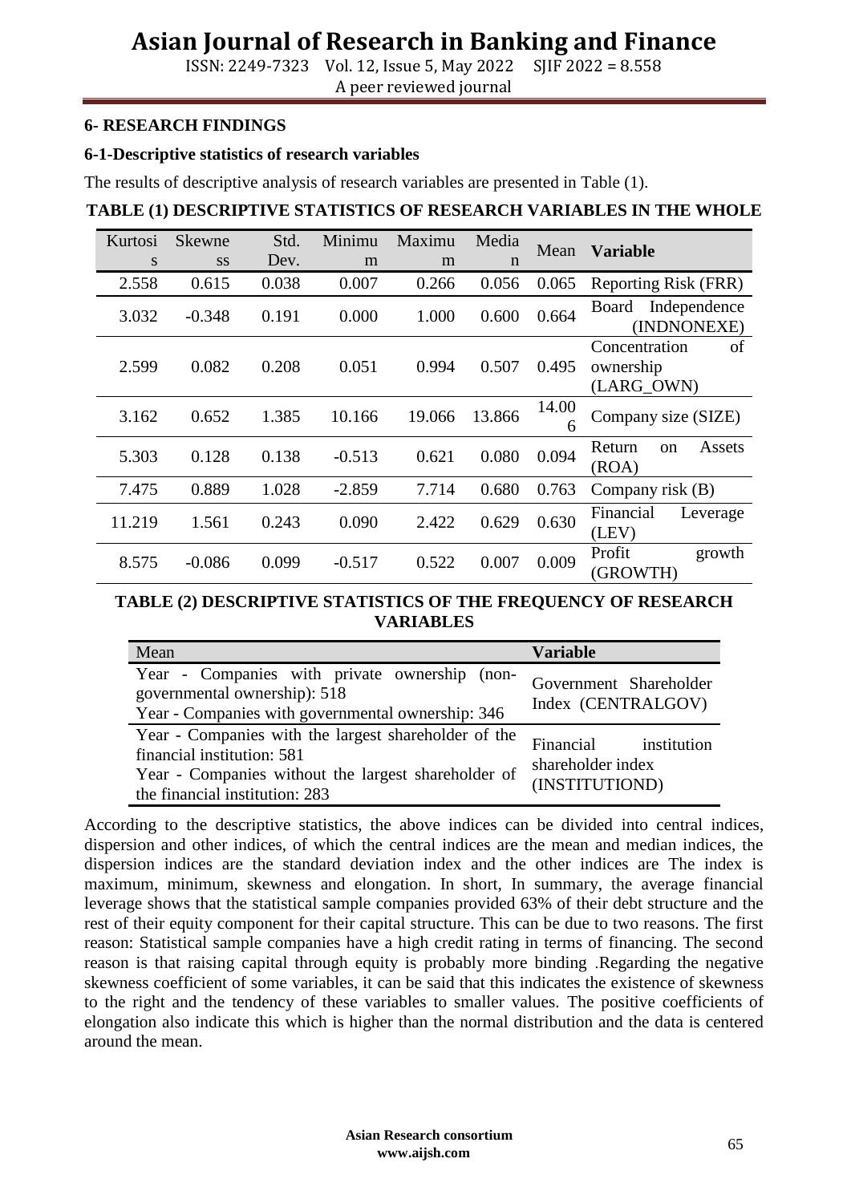## 6- RESEARCH FINDINGS

### 6-1-Descriptive statistics of research variables

The results of descriptive analysis of research variables are presented in Table (1).

**TABLE (1) DESCRIPTIVE STATISTICS OF RESEARCH VARIABLES IN THE WHOLE**

| Kurtosis | Skewness | Std. Dev. | Minimum | Maximum | Median | Mean | **Variable** |
|---|---|---|---|---|---|---|---|
| 2.558 | 0.615 | 0.038 | 0.007 | 0.266 | 0.056 | 0.065 | Reporting Risk (FRR) |
| 3.032 | -0.348 | 0.191 | 0.000 | 1.000 | 0.600 | 0.664 | Board Independence (INDNONEXE) |
| 2.599 | 0.082 | 0.208 | 0.051 | 0.994 | 0.507 | 0.495 | Concentration of ownership (LARG_OWN) |
| 3.162 | 0.652 | 1.385 | 10.166 | 19.066 | 13.866 | 14.006 | Company size (SIZE) |
| 5.303 | 0.128 | 0.138 | -0.513 | 0.621 | 0.080 | 0.094 | Return on Assets (ROA) |
| 7.475 | 0.889 | 1.028 | -2.859 | 7.714 | 0.680 | 0.763 | Company risk (B) |
| 11.219 | 1.561 | 0.243 | 0.090 | 2.422 | 0.629 | 0.630 | Financial Leverage (LEV) |
| 8.575 | -0.086 | 0.099 | -0.517 | 0.522 | 0.007 | 0.009 | Profit growth (GROWTH) |

**TABLE (2) DESCRIPTIVE STATISTICS OF THE FREQUENCY OF RESEARCH VARIABLES**

| Mean | **Variable** |
|---|---|
| Year - Companies with private ownership (non-governmental ownership): 518<br>Year - Companies with governmental ownership: 346 | Government Shareholder Index (CENTRALGOV) |
| Year - Companies with the largest shareholder of the financial institution: 581<br>Year - Companies without the largest shareholder of the financial institution: 283 | Financial institution shareholder index (INSTITUTIOND) |

According to the descriptive statistics, the above indices can be divided into central indices, dispersion and other indices, of which the central indices are the mean and median indices, the dispersion indices are the standard deviation index and the other indices are The index is maximum, minimum, skewness and elongation. In short, In summary, the average financial leverage shows that the statistical sample companies provided 63% of their debt structure and the rest of their equity component for their capital structure. This can be due to two reasons. The first reason: Statistical sample companies have a high credit rating in terms of financing. The second reason is that raising capital through equity is probably more binding .Regarding the negative skewness coefficient of some variables, it can be said that this indicates the existence of skewness to the right and the tendency of these variables to smaller values. The positive coefficients of elongation also indicate this which is higher than the normal distribution and the data is centered around the mean.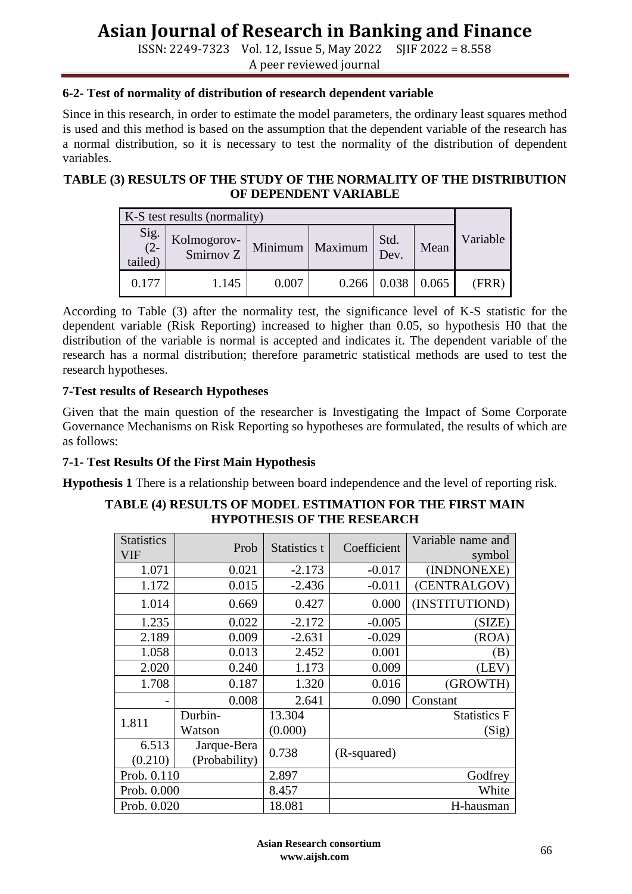### 6-2- Test of normality of distribution of research dependent variable

Since in this research, in order to estimate the model parameters, the ordinary least squares method is used and this method is based on the assumption that the dependent variable of the research has a normal distribution, so it is necessary to test the normality of the distribution of dependent variables.

**TABLE (3) RESULTS OF THE STUDY OF THE NORMALITY OF THE DISTRIBUTION OF DEPENDENT VARIABLE**

| K-S test results (normality) | | | | | | |
|---|---|---|---|---|---|---|
| Sig. (2-tailed) | Kolmogorov-Smirnov Z | Minimum | Maximum | Std. Dev. | Mean | Variable |
| 0.177 | 1.145 | 0.007 | 0.266 | 0.038 | 0.065 | (FRR) |

According to Table (3) after the normality test, the significance level of K-S statistic for the dependent variable (Risk Reporting) increased to higher than 0.05, so hypothesis H0 that the distribution of the variable is normal is accepted and indicates it. The dependent variable of the research has a normal distribution; therefore parametric statistical methods are used to test the research hypotheses.

### 7-Test results of Research Hypotheses

Given that the main question of the researcher is Investigating the Impact of Some Corporate Governance Mechanisms on Risk Reporting so hypotheses are formulated, the results of which are as follows:

### 7-1- Test Results Of the First Main Hypothesis

**Hypothesis 1** There is a relationship between board independence and the level of reporting risk.

**TABLE (4) RESULTS OF MODEL ESTIMATION FOR THE FIRST MAIN HYPOTHESIS OF THE RESEARCH**

| Statistics VIF | Prob | Statistics t | Coefficient | Variable name and symbol |
|---|---|---|---|---|
| 1.071 | 0.021 | -2.173 | -0.017 | (INDNONEXE) |
| 1.172 | 0.015 | -2.436 | -0.011 | (CENTRALGOV) |
| 1.014 | 0.669 | 0.427 | 0.000 | (INSTITUTIOND) |
| 1.235 | 0.022 | -2.172 | -0.005 | (SIZE) |
| 2.189 | 0.009 | -2.631 | -0.029 | (ROA) |
| 1.058 | 0.013 | 2.452 | 0.001 | (B) |
| 2.020 | 0.240 | 1.173 | 0.009 | (LEV) |
| 1.708 | 0.187 | 1.320 | 0.016 | (GROWTH) |
| - | 0.008 | 2.641 | 0.090 | Constant |
| 1.811 | Durbin-Watson | 13.304 (0.000) | | Statistics F (Sig) |
| 6.513 (0.210) | Jarque-Bera (Probability) | 0.738 | (R-squared) | |
| Prob. 0.110 | | 2.897 | | Godfrey |
| Prob. 0.000 | | 8.457 | | White |
| Prob. 0.020 | | 18.081 | | H-hausman |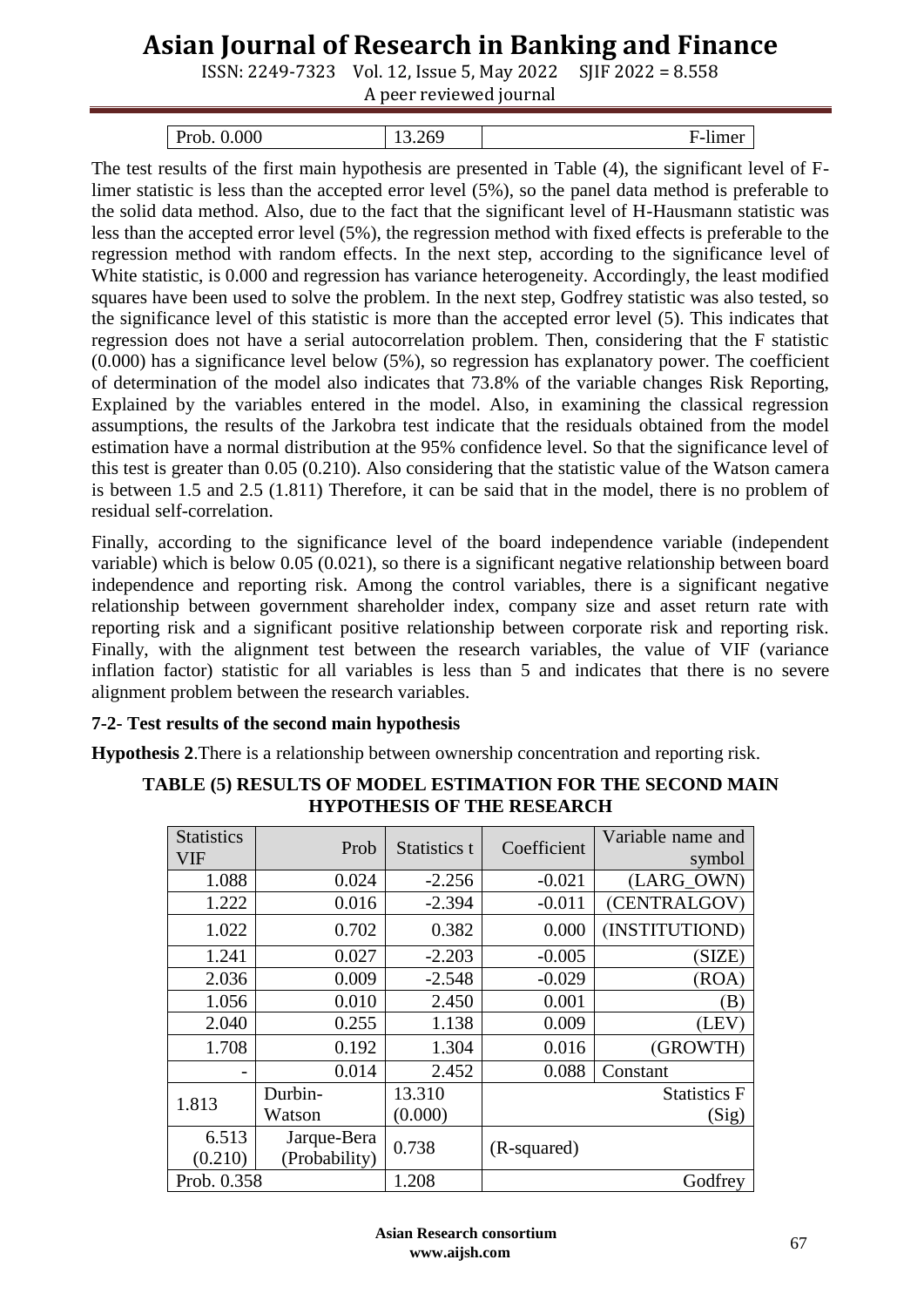| Prob. 0.000 | 13.269 | F-limer |
|---|---|---|

The test results of the first main hypothesis are presented in Table (4), the significant level of F-limer statistic is less than the accepted error level (5%), so the panel data method is preferable to the solid data method. Also, due to the fact that the significant level of H-Hausmann statistic was less than the accepted error level (5%), the regression method with fixed effects is preferable to the regression method with random effects. In the next step, according to the significance level of White statistic, is 0.000 and regression has variance heterogeneity. Accordingly, the least modified squares have been used to solve the problem. In the next step, Godfrey statistic was also tested, so the significance level of this statistic is more than the accepted error level (5). This indicates that regression does not have a serial autocorrelation problem. Then, considering that the F statistic (0.000) has a significance level below (5%), so regression has explanatory power. The coefficient of determination of the model also indicates that 73.8% of the variable changes Risk Reporting, Explained by the variables entered in the model. Also, in examining the classical regression assumptions, the results of the Jarkobra test indicate that the residuals obtained from the model estimation have a normal distribution at the 95% confidence level. So that the significance level of this test is greater than 0.05 (0.210). Also considering that the statistic value of the Watson camera is between 1.5 and 2.5 (1.811) Therefore, it can be said that in the model, there is no problem of residual self-correlation.

Finally, according to the significance level of the board independence variable (independent variable) which is below 0.05 (0.021), so there is a significant negative relationship between board independence and reporting risk. Among the control variables, there is a significant negative relationship between government shareholder index, company size and asset return rate with reporting risk and a significant positive relationship between corporate risk and reporting risk. Finally, with the alignment test between the research variables, the value of VIF (variance inflation factor) statistic for all variables is less than 5 and indicates that there is no severe alignment problem between the research variables.

**7-2- Test results of the second main hypothesis**

**Hypothesis 2**.There is a relationship between ownership concentration and reporting risk.

**TABLE (5) RESULTS OF MODEL ESTIMATION FOR THE SECOND MAIN HYPOTHESIS OF THE RESEARCH**

| Statistics VIF | Prob | Statistics t | Coefficient | Variable name and symbol |
|---|---|---|---|---|
| 1.088 | 0.024 | -2.256 | -0.021 | (LARG_OWN) |
| 1.222 | 0.016 | -2.394 | -0.011 | (CENTRALGOV) |
| 1.022 | 0.702 | 0.382 | 0.000 | (INSTITUTIOND) |
| 1.241 | 0.027 | -2.203 | -0.005 | (SIZE) |
| 2.036 | 0.009 | -2.548 | -0.029 | (ROA) |
| 1.056 | 0.010 | 2.450 | 0.001 | (B) |
| 2.040 | 0.255 | 1.138 | 0.009 | (LEV) |
| 1.708 | 0.192 | 1.304 | 0.016 | (GROWTH) |
| - | 0.014 | 2.452 | 0.088 | Constant |
| 1.813 | Durbin-Watson | 13.310 (0.000) | | Statistics F (Sig) |
| 6.513 (0.210) | Jarque-Bera (Probability) | 0.738 | (R-squared) | |
| Prob. 0.358 | | 1.208 | | Godfrey |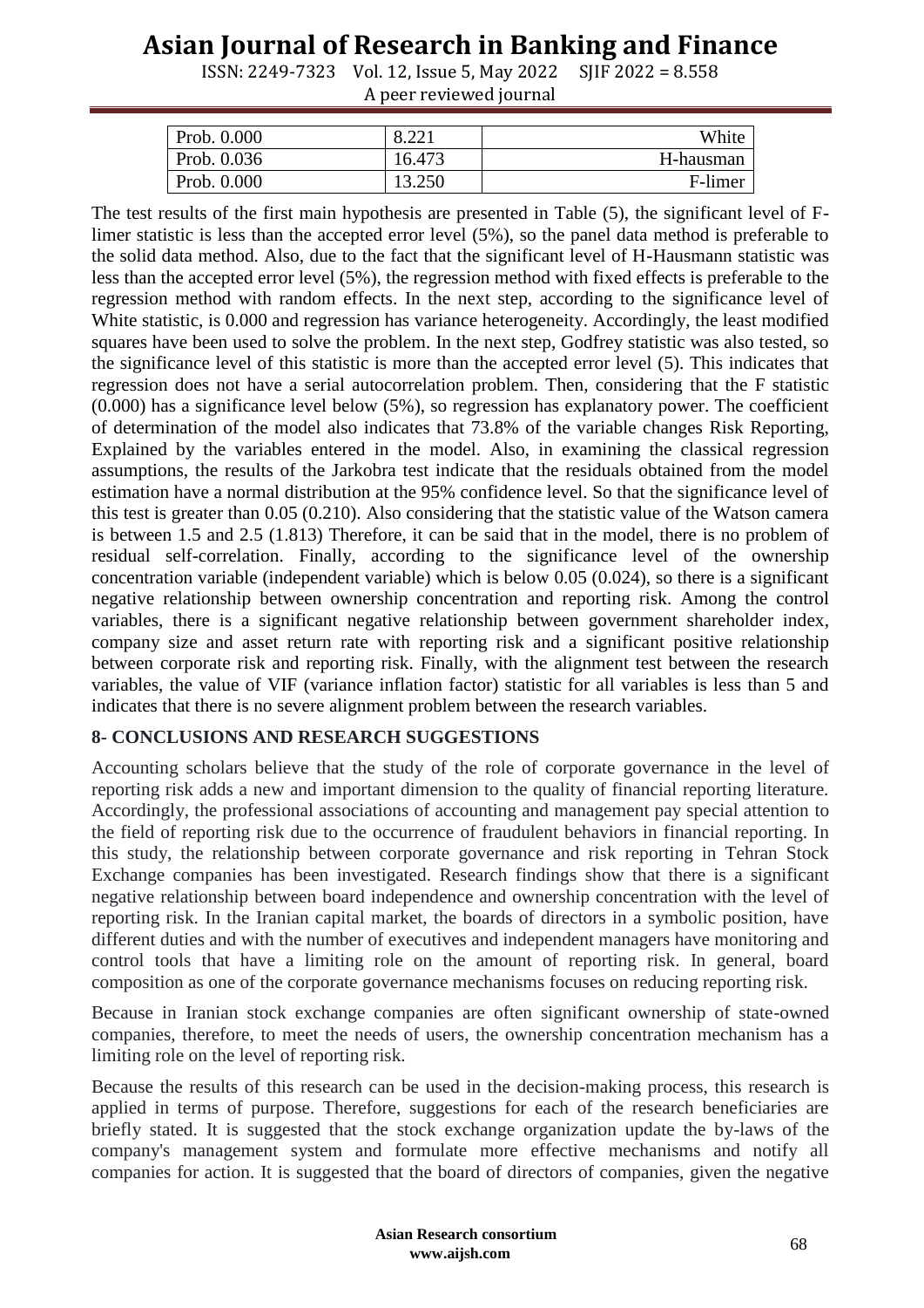| Prob. 0.000 | 8.221 | White |
|---|---|---|
| Prob. 0.036 | 16.473 | H-hausman |
| Prob. 0.000 | 13.250 | F-limer |

The test results of the first main hypothesis are presented in Table (5), the significant level of F-limer statistic is less than the accepted error level (5%), so the panel data method is preferable to the solid data method. Also, due to the fact that the significant level of H-Hausmann statistic was less than the accepted error level (5%), the regression method with fixed effects is preferable to the regression method with random effects. In the next step, according to the significance level of White statistic, is 0.000 and regression has variance heterogeneity. Accordingly, the least modified squares have been used to solve the problem. In the next step, Godfrey statistic was also tested, so the significance level of this statistic is more than the accepted error level (5). This indicates that regression does not have a serial autocorrelation problem. Then, considering that the F statistic (0.000) has a significance level below (5%), so regression has explanatory power. The coefficient of determination of the model also indicates that 73.8% of the variable changes Risk Reporting, Explained by the variables entered in the model. Also, in examining the classical regression assumptions, the results of the Jarkobra test indicate that the residuals obtained from the model estimation have a normal distribution at the 95% confidence level. So that the significance level of this test is greater than 0.05 (0.210). Also considering that the statistic value of the Watson camera is between 1.5 and 2.5 (1.813) Therefore, it can be said that in the model, there is no problem of residual self-correlation. Finally, according to the significance level of the ownership concentration variable (independent variable) which is below 0.05 (0.024), so there is a significant negative relationship between ownership concentration and reporting risk. Among the control variables, there is a significant negative relationship between government shareholder index, company size and asset return rate with reporting risk and a significant positive relationship between corporate risk and reporting risk. Finally, with the alignment test between the research variables, the value of VIF (variance inflation factor) statistic for all variables is less than 5 and indicates that there is no severe alignment problem between the research variables.

## 8- CONCLUSIONS AND RESEARCH SUGGESTIONS

Accounting scholars believe that the study of the role of corporate governance in the level of reporting risk adds a new and important dimension to the quality of financial reporting literature. Accordingly, the professional associations of accounting and management pay special attention to the field of reporting risk due to the occurrence of fraudulent behaviors in financial reporting. In this study, the relationship between corporate governance and risk reporting in Tehran Stock Exchange companies has been investigated. Research findings show that there is a significant negative relationship between board independence and ownership concentration with the level of reporting risk. In the Iranian capital market, the boards of directors in a symbolic position, have different duties and with the number of executives and independent managers have monitoring and control tools that have a limiting role on the amount of reporting risk. In general, board composition as one of the corporate governance mechanisms focuses on reducing reporting risk.

Because in Iranian stock exchange companies are often significant ownership of state-owned companies, therefore, to meet the needs of users, the ownership concentration mechanism has a limiting role on the level of reporting risk.

Because the results of this research can be used in the decision-making process, this research is applied in terms of purpose. Therefore, suggestions for each of the research beneficiaries are briefly stated. It is suggested that the stock exchange organization update the by-laws of the company's management system and formulate more effective mechanisms and notify all companies for action. It is suggested that the board of directors of companies, given the negative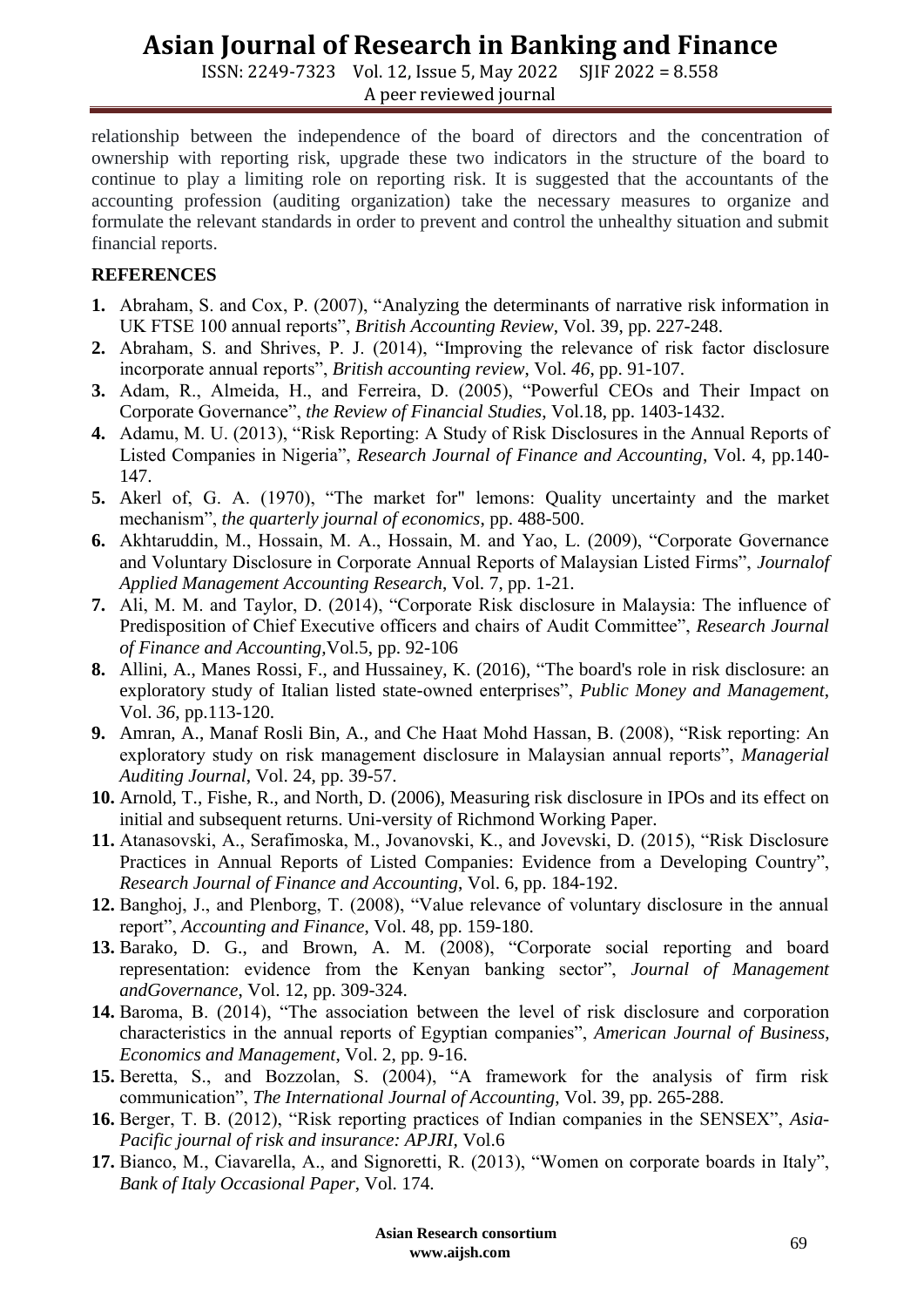relationship between the independence of the board of directors and the concentration of ownership with reporting risk, upgrade these two indicators in the structure of the board to continue to play a limiting role on reporting risk. It is suggested that the accountants of the accounting profession (auditing organization) take the necessary measures to organize and formulate the relevant standards in order to prevent and control the unhealthy situation and submit financial reports.

## REFERENCES

1. Abraham, S. and Cox, P. (2007), "Analyzing the determinants of narrative risk information in UK FTSE 100 annual reports", *British Accounting Review*, Vol. 39, pp. 227-248.
2. Abraham, S. and Shrives, P. J. (2014), "Improving the relevance of risk factor disclosure incorporate annual reports", *British accounting review*, Vol. *46*, pp. 91-107.
3. Adam, R., Almeida, H., and Ferreira, D. (2005), "Powerful CEOs and Their Impact on Corporate Governance", *the Review of Financial Studies*, Vol.18, pp. 1403-1432.
4. Adamu, M. U. (2013), "Risk Reporting: A Study of Risk Disclosures in the Annual Reports of Listed Companies in Nigeria", *Research Journal of Finance and Accounting*, Vol. 4, pp.140-147.
5. Akerl of, G. A. (1970), "The market for" lemons: Quality uncertainty and the market mechanism", *the quarterly journal of economics*, pp. 488-500.
6. Akhtaruddin, M., Hossain, M. A., Hossain, M. and Yao, L. (2009), "Corporate Governance and Voluntary Disclosure in Corporate Annual Reports of Malaysian Listed Firms", *Journalof Applied Management Accounting Research*, Vol. 7, pp. 1-21.
7. Ali, M. M. and Taylor, D. (2014), "Corporate Risk disclosure in Malaysia: The influence of Predisposition of Chief Executive officers and chairs of Audit Committee", *Research Journal of Finance and Accounting*,Vol.5, pp. 92-106
8. Allini, A., Manes Rossi, F., and Hussainey, K. (2016), "The board's role in risk disclosure: an exploratory study of Italian listed state-owned enterprises", *Public Money and Management*, Vol. *36*, pp.113-120.
9. Amran, A., Manaf Rosli Bin, A., and Che Haat Mohd Hassan, B. (2008), "Risk reporting: An exploratory study on risk management disclosure in Malaysian annual reports", *Managerial Auditing Journal*, Vol. 24, pp. 39-57.
10. Arnold, T., Fishe, R., and North, D. (2006), Measuring risk disclosure in IPOs and its effect on initial and subsequent returns. Uni-versity of Richmond Working Paper.
11. Atanasovski, A., Serafimoska, M., Jovanovski, K., and Jovevski, D. (2015), "Risk Disclosure Practices in Annual Reports of Listed Companies: Evidence from a Developing Country", *Research Journal of Finance and Accounting*, Vol. 6, pp. 184-192.
12. Banghoj, J., and Plenborg, T. (2008), "Value relevance of voluntary disclosure in the annual report", *Accounting and Finance*, Vol. 48, pp. 159-180.
13. Barako, D. G., and Brown, A. M. (2008), "Corporate social reporting and board representation: evidence from the Kenyan banking sector", *Journal of Management andGovernance*, Vol. 12, pp. 309-324.
14. Baroma, B. (2014), "The association between the level of risk disclosure and corporation characteristics in the annual reports of Egyptian companies", *American Journal of Business, Economics and Management*, Vol. 2, pp. 9-16.
15. Beretta, S., and Bozzolan, S. (2004), "A framework for the analysis of firm risk communication", *The International Journal of Accounting*, Vol. 39, pp. 265-288.
16. Berger, T. B. (2012), "Risk reporting practices of Indian companies in the SENSEX", *Asia-Pacific journal of risk and insurance: APJRI*, Vol.6
17. Bianco, M., Ciavarella, A., and Signoretti, R. (2013), "Women on corporate boards in Italy", *Bank of Italy Occasional Paper*, Vol. 174.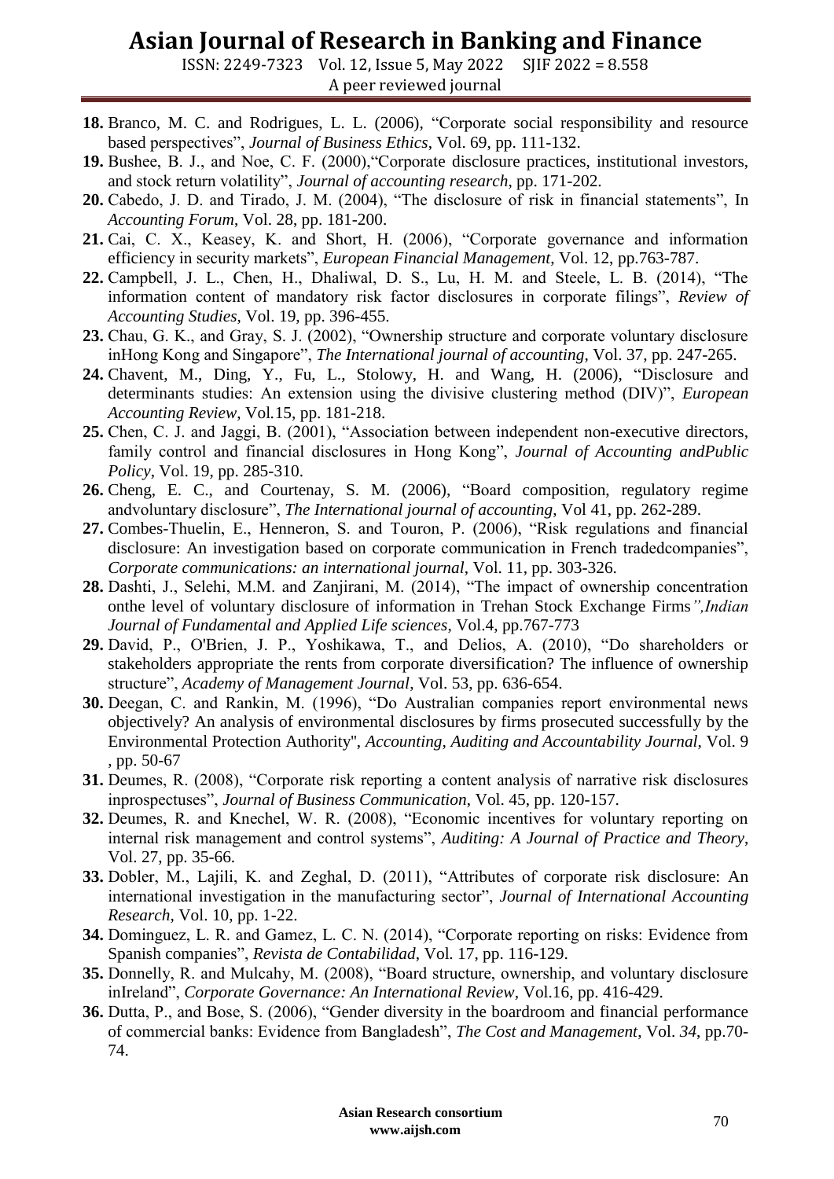18. Branco, M. C. and Rodrigues, L. L. (2006), "Corporate social responsibility and resource based perspectives", *Journal of Business Ethics*, Vol. 69, pp. 111-132.
19. Bushee, B. J., and Noe, C. F. (2000),"Corporate disclosure practices, institutional investors, and stock return volatility", *Journal of accounting research*, pp. 171-202.
20. Cabedo, J. D. and Tirado, J. M. (2004), "The disclosure of risk in financial statements", In *Accounting Forum*, Vol. 28, pp. 181-200.
21. Cai, C. X., Keasey, K. and Short, H. (2006), "Corporate governance and information efficiency in security markets", *European Financial Management*, Vol. 12, pp.763-787.
22. Campbell, J. L., Chen, H., Dhaliwal, D. S., Lu, H. M. and Steele, L. B. (2014), "The information content of mandatory risk factor disclosures in corporate filings", *Review of Accounting Studies*, Vol. 19, pp. 396-455.
23. Chau, G. K., and Gray, S. J. (2002), "Ownership structure and corporate voluntary disclosure inHong Kong and Singapore", *The International journal of accounting*, Vol. 37, pp. 247-265.
24. Chavent, M., Ding, Y., Fu, L., Stolowy, H. and Wang, H. (2006), "Disclosure and determinants studies: An extension using the divisive clustering method (DIV)", *European Accounting Review*, Vol.15, pp. 181-218.
25. Chen, C. J. and Jaggi, B. (2001), "Association between independent non-executive directors, family control and financial disclosures in Hong Kong", *Journal of Accounting andPublic Policy*, Vol. 19, pp. 285-310.
26. Cheng, E. C., and Courtenay, S. M. (2006), "Board composition, regulatory regime andvoluntary disclosure", *The International journal of accounting*, Vol 41, pp. 262-289.
27. Combes-Thuelin, E., Henneron, S. and Touron, P. (2006), "Risk regulations and financial disclosure: An investigation based on corporate communication in French tradedcompanies", *Corporate communications: an international journal*, Vol. 11, pp. 303-326.
28. Dashti, J., Selehi, M.M. and Zanjirani, M. (2014), "The impact of ownership concentration onthe level of voluntary disclosure of information in Trehan Stock Exchange Firms*",Indian Journal of Fundamental and Applied Life sciences*, Vol.4, pp.767-773
29. David, P., O'Brien, J. P., Yoshikawa, T., and Delios, A. (2010), "Do shareholders or stakeholders appropriate the rents from corporate diversification? The influence of ownership structure", *Academy of Management Journal*, Vol. 53, pp. 636-654.
30. Deegan, C. and Rankin, M. (1996), "Do Australian companies report environmental news objectively? An analysis of environmental disclosures by firms prosecuted successfully by the Environmental Protection Authority", *Accounting, Auditing and Accountability Journal*, Vol. 9 , pp. 50-67
31. Deumes, R. (2008), "Corporate risk reporting a content analysis of narrative risk disclosures inprospectuses", *Journal of Business Communication*, Vol. 45, pp. 120-157.
32. Deumes, R. and Knechel, W. R. (2008), "Economic incentives for voluntary reporting on internal risk management and control systems", *Auditing: A Journal of Practice and Theory*, Vol. 27, pp. 35-66.
33. Dobler, M., Lajili, K. and Zeghal, D. (2011), "Attributes of corporate risk disclosure: An international investigation in the manufacturing sector", *Journal of International Accounting Research*, Vol. 10, pp. 1-22.
34. Dominguez, L. R. and Gamez, L. C. N. (2014), "Corporate reporting on risks: Evidence from Spanish companies", *Revista de Contabilidad*, Vol. 17, pp. 116-129.
35. Donnelly, R. and Mulcahy, M. (2008), "Board structure, ownership, and voluntary disclosure inIreland", *Corporate Governance: An International Review*, Vol.16, pp. 416-429.
36. Dutta, P., and Bose, S. (2006), "Gender diversity in the boardroom and financial performance of commercial banks: Evidence from Bangladesh", *The Cost and Management*, Vol. *34*, pp.70-74.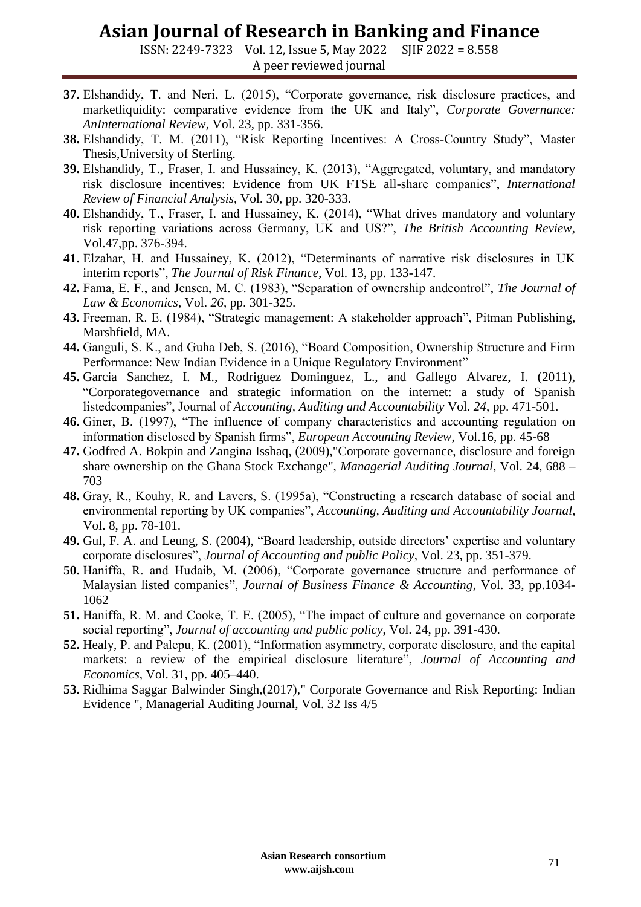**37.** Elshandidy, T. and Neri, L. (2015), “Corporate governance, risk disclosure practices, and marketliquidity: comparative evidence from the UK and Italy”, *Corporate Governance: AnInternational Review*, Vol. 23, pp. 331-356.

**38.** Elshandidy, T. M. (2011), “Risk Reporting Incentives: A Cross-Country Study”, Master Thesis,University of Sterling.

**39.** Elshandidy, T., Fraser, I. and Hussainey, K. (2013), “Aggregated, voluntary, and mandatory risk disclosure incentives: Evidence from UK FTSE all-share companies”, *International Review of Financial Analysis*, Vol. 30, pp. 320-333.

**40.** Elshandidy, T., Fraser, I. and Hussainey, K. (2014), “What drives mandatory and voluntary risk reporting variations across Germany, UK and US?”, *The British Accounting Review*, Vol.47,pp. 376-394.

**41.** Elzahar, H. and Hussainey, K. (2012), “Determinants of narrative risk disclosures in UK interim reports”, *The Journal of Risk Finance*, Vol. 13, pp. 133-147.

**42.** Fama, E. F., and Jensen, M. C. (1983), “Separation of ownership andcontrol”, *The Journal of Law & Economics*, Vol. *26*, pp. 301-325.

**43.** Freeman, R. E. (1984), “Strategic management: A stakeholder approach”, Pitman Publishing, Marshfield, MA.

**44.** Ganguli, S. K., and Guha Deb, S. (2016), “Board Composition, Ownership Structure and Firm Performance: New Indian Evidence in a Unique Regulatory Environment”

**45.** Garcia Sanchez, I. M., Rodriguez Dominguez, L., and Gallego Alvarez, I. (2011), “Corporategovernance and strategic information on the internet: a study of Spanish listedcompanies”, Journal of *Accounting, Auditing and Accountability* Vol. *24*, pp. 471-501.

**46.** Giner, B. (1997), “The influence of company characteristics and accounting regulation on information disclosed by Spanish firms”, *European Accounting Review*, Vol.16, pp. 45-68

**47.** Godfred A. Bokpin and Zangina Isshaq, (2009),"Corporate governance, disclosure and foreign share ownership on the Ghana Stock Exchange", *Managerial Auditing Journal*, Vol. 24, 688 – 703

**48.** Gray, R., Kouhy, R. and Lavers, S. (1995a), “Constructing a research database of social and environmental reporting by UK companies”, *Accounting, Auditing and Accountability Journal*, Vol. 8, pp. 78-101.

**49.** Gul, F. A. and Leung, S. (2004), “Board leadership, outside directors’ expertise and voluntary corporate disclosures”, *Journal of Accounting and public Policy*, Vol. 23, pp. 351-379.

**50.** Haniffa, R. and Hudaib, M. (2006), “Corporate governance structure and performance of Malaysian listed companies”, *Journal of Business Finance & Accounting*, Vol. 33, pp.1034-1062

**51.** Haniffa, R. M. and Cooke, T. E. (2005), “The impact of culture and governance on corporate social reporting”, *Journal of accounting and public policy*, Vol. 24, pp. 391-430.

**52.** Healy, P. and Palepu, K. (2001), “Information asymmetry, corporate disclosure, and the capital markets: a review of the empirical disclosure literature”, *Journal of Accounting and Economics*, Vol. 31, pp. 405–440.

**53.** Ridhima Saggar Balwinder Singh,(2017)," Corporate Governance and Risk Reporting: Indian Evidence ", Managerial Auditing Journal, Vol. 32 Iss 4/5